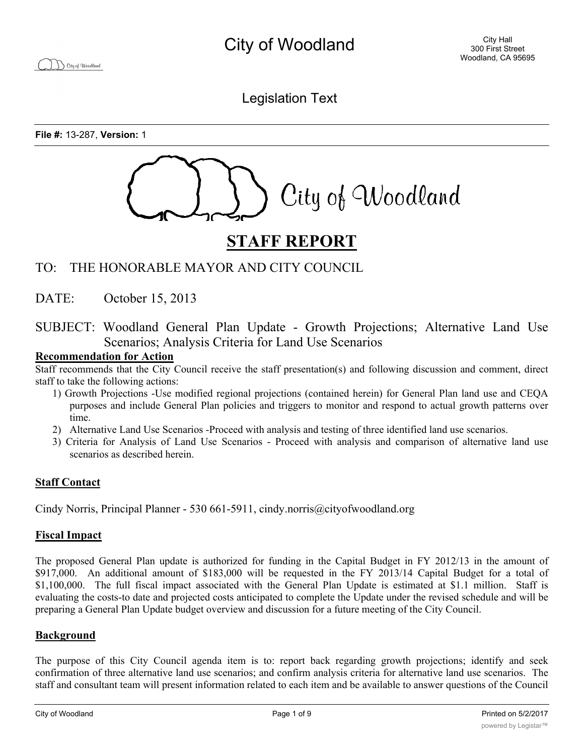# City of Woodland

City Hall
300 First Street
Woodland, CA 95695

Legislation Text

**File #:** 13-287, **Version:** 1

City of Woodland

# STAFF REPORT

TO: THE HONORABLE MAYOR AND CITY COUNCIL

DATE: October 15, 2013

SUBJECT: Woodland General Plan Update - Growth Projections; Alternative Land Use Scenarios; Analysis Criteria for Land Use Scenarios

**Recommendation for Action**

Staff recommends that the City Council receive the staff presentation(s) and following discussion and comment, direct staff to take the following actions:

1) Growth Projections -Use modified regional projections (contained herein) for General Plan land use and CEQA purposes and include General Plan policies and triggers to monitor and respond to actual growth patterns over time.
2) Alternative Land Use Scenarios -Proceed with analysis and testing of three identified land use scenarios.
3) Criteria for Analysis of Land Use Scenarios - Proceed with analysis and comparison of alternative land use scenarios as described herein.

**Staff Contact**

Cindy Norris, Principal Planner - 530 661-5911, cindy.norris@cityofwoodland.org

**Fiscal Impact**

The proposed General Plan update is authorized for funding in the Capital Budget in FY 2012/13 in the amount of $917,000. An additional amount of $183,000 will be requested in the FY 2013/14 Capital Budget for a total of $1,100,000. The full fiscal impact associated with the General Plan Update is estimated at $1.1 million. Staff is evaluating the costs-to date and projected costs anticipated to complete the Update under the revised schedule and will be preparing a General Plan Update budget overview and discussion for a future meeting of the City Council.

**Background**

The purpose of this City Council agenda item is to: report back regarding growth projections; identify and seek confirmation of three alternative land use scenarios; and confirm analysis criteria for alternative land use scenarios. The staff and consultant team will present information related to each item and be available to answer questions of the Council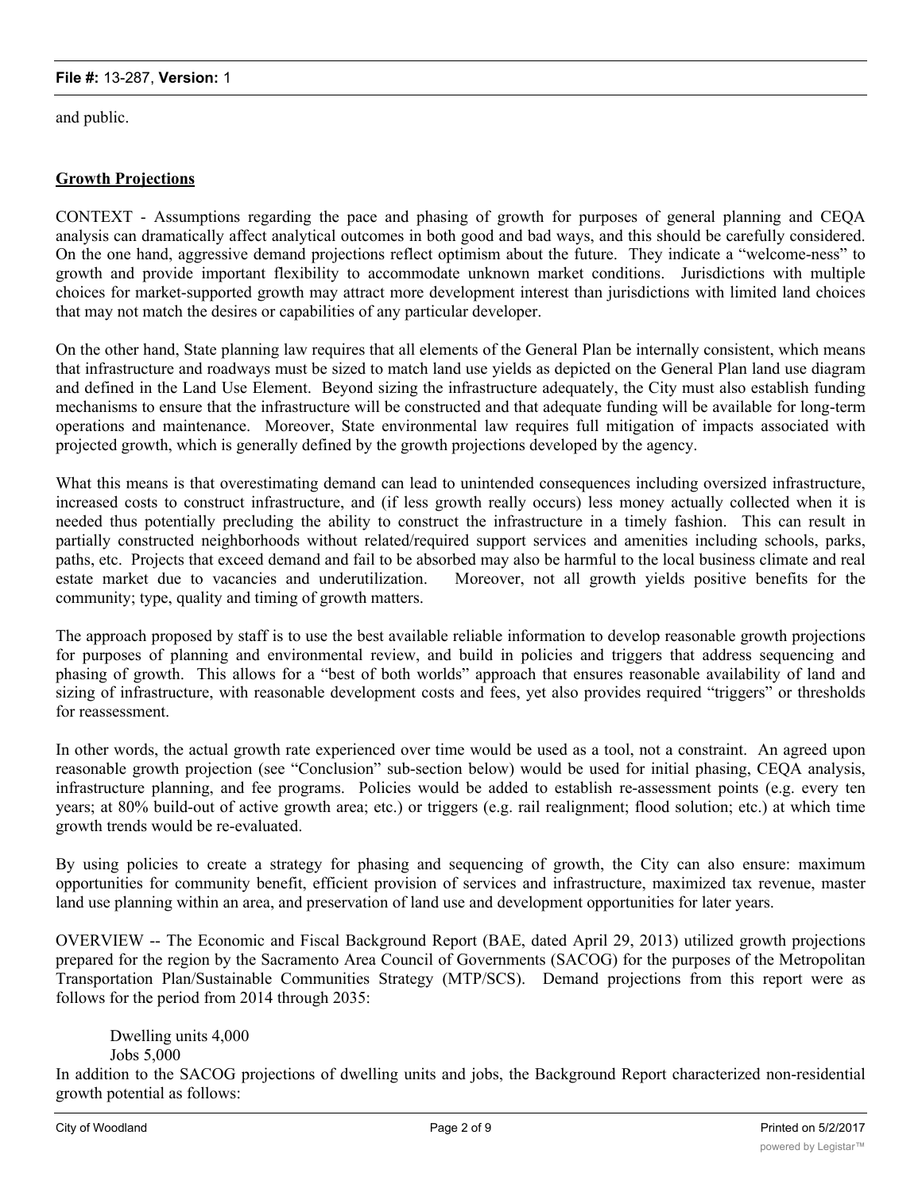and public.

**Growth Projections**

CONTEXT - Assumptions regarding the pace and phasing of growth for purposes of general planning and CEQA analysis can dramatically affect analytical outcomes in both good and bad ways, and this should be carefully considered. On the one hand, aggressive demand projections reflect optimism about the future. They indicate a "welcome-ness" to growth and provide important flexibility to accommodate unknown market conditions. Jurisdictions with multiple choices for market-supported growth may attract more development interest than jurisdictions with limited land choices that may not match the desires or capabilities of any particular developer.

On the other hand, State planning law requires that all elements of the General Plan be internally consistent, which means that infrastructure and roadways must be sized to match land use yields as depicted on the General Plan land use diagram and defined in the Land Use Element. Beyond sizing the infrastructure adequately, the City must also establish funding mechanisms to ensure that the infrastructure will be constructed and that adequate funding will be available for long-term operations and maintenance. Moreover, State environmental law requires full mitigation of impacts associated with projected growth, which is generally defined by the growth projections developed by the agency.

What this means is that overestimating demand can lead to unintended consequences including oversized infrastructure, increased costs to construct infrastructure, and (if less growth really occurs) less money actually collected when it is needed thus potentially precluding the ability to construct the infrastructure in a timely fashion. This can result in partially constructed neighborhoods without related/required support services and amenities including schools, parks, paths, etc. Projects that exceed demand and fail to be absorbed may also be harmful to the local business climate and real estate market due to vacancies and underutilization. Moreover, not all growth yields positive benefits for the community; type, quality and timing of growth matters.

The approach proposed by staff is to use the best available reliable information to develop reasonable growth projections for purposes of planning and environmental review, and build in policies and triggers that address sequencing and phasing of growth. This allows for a "best of both worlds" approach that ensures reasonable availability of land and sizing of infrastructure, with reasonable development costs and fees, yet also provides required "triggers" or thresholds for reassessment.

In other words, the actual growth rate experienced over time would be used as a tool, not a constraint. An agreed upon reasonable growth projection (see "Conclusion" sub-section below) would be used for initial phasing, CEQA analysis, infrastructure planning, and fee programs. Policies would be added to establish re-assessment points (e.g. every ten years; at 80% build-out of active growth area; etc.) or triggers (e.g. rail realignment; flood solution; etc.) at which time growth trends would be re-evaluated.

By using policies to create a strategy for phasing and sequencing of growth, the City can also ensure: maximum opportunities for community benefit, efficient provision of services and infrastructure, maximized tax revenue, master land use planning within an area, and preservation of land use and development opportunities for later years.

OVERVIEW -- The Economic and Fiscal Background Report (BAE, dated April 29, 2013) utilized growth projections prepared for the region by the Sacramento Area Council of Governments (SACOG) for the purposes of the Metropolitan Transportation Plan/Sustainable Communities Strategy (MTP/SCS). Demand projections from this report were as follows for the period from 2014 through 2035:

Dwelling units 4,000
Jobs 5,000

In addition to the SACOG projections of dwelling units and jobs, the Background Report characterized non-residential growth potential as follows: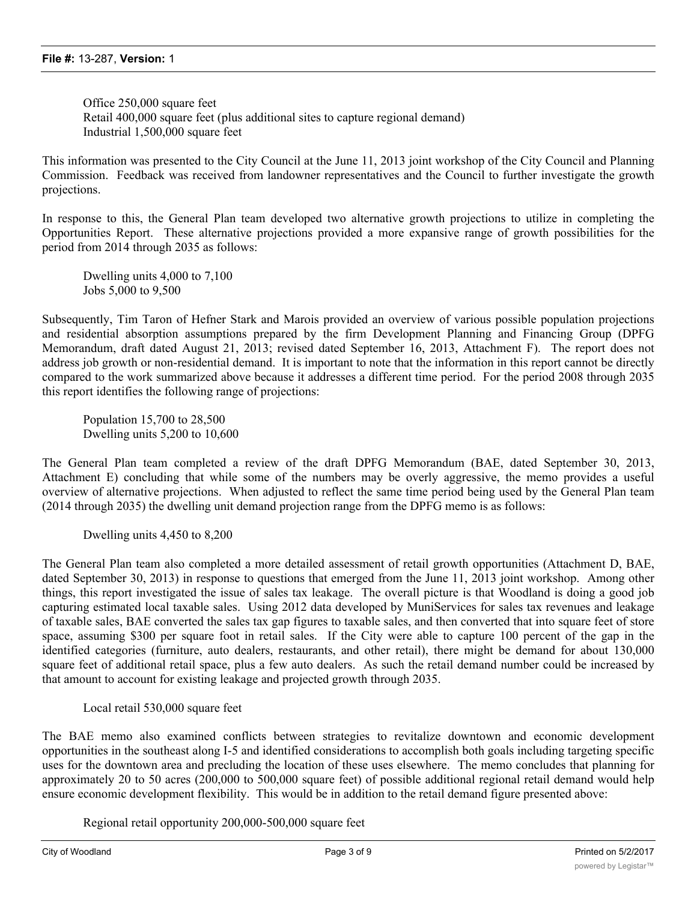Office 250,000 square feet
Retail 400,000 square feet (plus additional sites to capture regional demand)
Industrial 1,500,000 square feet

This information was presented to the City Council at the June 11, 2013 joint workshop of the City Council and Planning Commission. Feedback was received from landowner representatives and the Council to further investigate the growth projections.

In response to this, the General Plan team developed two alternative growth projections to utilize in completing the Opportunities Report. These alternative projections provided a more expansive range of growth possibilities for the period from 2014 through 2035 as follows:

Dwelling units 4,000 to 7,100
Jobs 5,000 to 9,500

Subsequently, Tim Taron of Hefner Stark and Marois provided an overview of various possible population projections and residential absorption assumptions prepared by the firm Development Planning and Financing Group (DPFG Memorandum, draft dated August 21, 2013; revised dated September 16, 2013, Attachment F). The report does not address job growth or non-residential demand. It is important to note that the information in this report cannot be directly compared to the work summarized above because it addresses a different time period. For the period 2008 through 2035 this report identifies the following range of projections:

Population 15,700 to 28,500
Dwelling units 5,200 to 10,600

The General Plan team completed a review of the draft DPFG Memorandum (BAE, dated September 30, 2013, Attachment E) concluding that while some of the numbers may be overly aggressive, the memo provides a useful overview of alternative projections. When adjusted to reflect the same time period being used by the General Plan team (2014 through 2035) the dwelling unit demand projection range from the DPFG memo is as follows:

Dwelling units 4,450 to 8,200

The General Plan team also completed a more detailed assessment of retail growth opportunities (Attachment D, BAE, dated September 30, 2013) in response to questions that emerged from the June 11, 2013 joint workshop. Among other things, this report investigated the issue of sales tax leakage. The overall picture is that Woodland is doing a good job capturing estimated local taxable sales. Using 2012 data developed by MuniServices for sales tax revenues and leakage of taxable sales, BAE converted the sales tax gap figures to taxable sales, and then converted that into square feet of store space, assuming $300 per square foot in retail sales. If the City were able to capture 100 percent of the gap in the identified categories (furniture, auto dealers, restaurants, and other retail), there might be demand for about 130,000 square feet of additional retail space, plus a few auto dealers. As such the retail demand number could be increased by that amount to account for existing leakage and projected growth through 2035.

Local retail 530,000 square feet

The BAE memo also examined conflicts between strategies to revitalize downtown and economic development opportunities in the southeast along I-5 and identified considerations to accomplish both goals including targeting specific uses for the downtown area and precluding the location of these uses elsewhere. The memo concludes that planning for approximately 20 to 50 acres (200,000 to 500,000 square feet) of possible additional regional retail demand would help ensure economic development flexibility. This would be in addition to the retail demand figure presented above:

Regional retail opportunity 200,000-500,000 square feet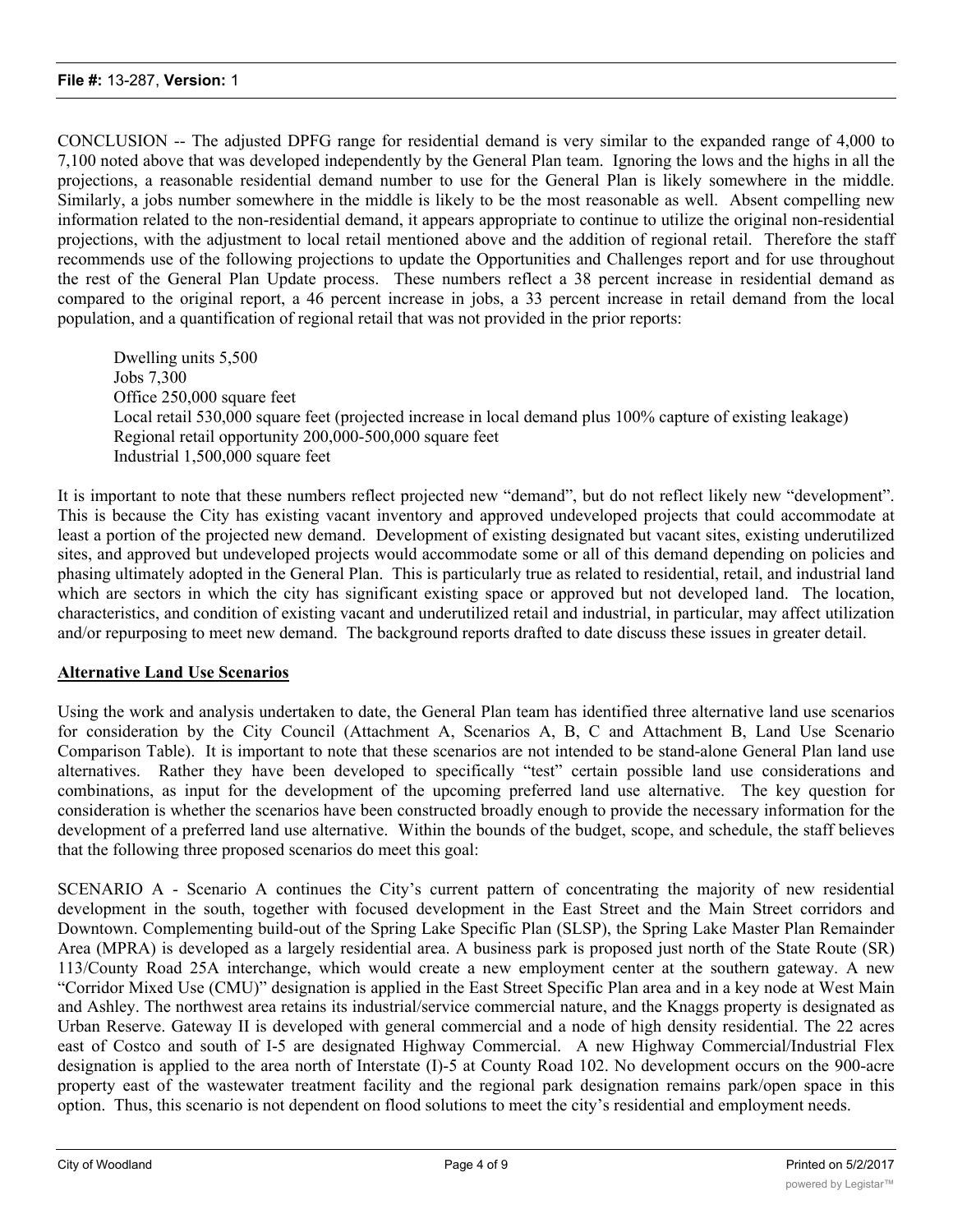CONCLUSION -- The adjusted DPFG range for residential demand is very similar to the expanded range of 4,000 to 7,100 noted above that was developed independently by the General Plan team. Ignoring the lows and the highs in all the projections, a reasonable residential demand number to use for the General Plan is likely somewhere in the middle. Similarly, a jobs number somewhere in the middle is likely to be the most reasonable as well. Absent compelling new information related to the non-residential demand, it appears appropriate to continue to utilize the original non-residential projections, with the adjustment to local retail mentioned above and the addition of regional retail. Therefore the staff recommends use of the following projections to update the Opportunities and Challenges report and for use throughout the rest of the General Plan Update process. These numbers reflect a 38 percent increase in residential demand as compared to the original report, a 46 percent increase in jobs, a 33 percent increase in retail demand from the local population, and a quantification of regional retail that was not provided in the prior reports:

Dwelling units 5,500
Jobs 7,300
Office 250,000 square feet
Local retail 530,000 square feet (projected increase in local demand plus 100% capture of existing leakage)
Regional retail opportunity 200,000-500,000 square feet
Industrial 1,500,000 square feet

It is important to note that these numbers reflect projected new "demand", but do not reflect likely new "development". This is because the City has existing vacant inventory and approved undeveloped projects that could accommodate at least a portion of the projected new demand. Development of existing designated but vacant sites, existing underutilized sites, and approved but undeveloped projects would accommodate some or all of this demand depending on policies and phasing ultimately adopted in the General Plan. This is particularly true as related to residential, retail, and industrial land which are sectors in which the city has significant existing space or approved but not developed land. The location, characteristics, and condition of existing vacant and underutilized retail and industrial, in particular, may affect utilization and/or repurposing to meet new demand. The background reports drafted to date discuss these issues in greater detail.

**Alternative Land Use Scenarios**

Using the work and analysis undertaken to date, the General Plan team has identified three alternative land use scenarios for consideration by the City Council (Attachment A, Scenarios A, B, C and Attachment B, Land Use Scenario Comparison Table). It is important to note that these scenarios are not intended to be stand-alone General Plan land use alternatives. Rather they have been developed to specifically "test" certain possible land use considerations and combinations, as input for the development of the upcoming preferred land use alternative. The key question for consideration is whether the scenarios have been constructed broadly enough to provide the necessary information for the development of a preferred land use alternative. Within the bounds of the budget, scope, and schedule, the staff believes that the following three proposed scenarios do meet this goal:

SCENARIO A - Scenario A continues the City's current pattern of concentrating the majority of new residential development in the south, together with focused development in the East Street and the Main Street corridors and Downtown. Complementing build-out of the Spring Lake Specific Plan (SLSP), the Spring Lake Master Plan Remainder Area (MPRA) is developed as a largely residential area. A business park is proposed just north of the State Route (SR) 113/County Road 25A interchange, which would create a new employment center at the southern gateway. A new "Corridor Mixed Use (CMU)" designation is applied in the East Street Specific Plan area and in a key node at West Main and Ashley. The northwest area retains its industrial/service commercial nature, and the Knaggs property is designated as Urban Reserve. Gateway II is developed with general commercial and a node of high density residential. The 22 acres east of Costco and south of I-5 are designated Highway Commercial. A new Highway Commercial/Industrial Flex designation is applied to the area north of Interstate (I)-5 at County Road 102. No development occurs on the 900-acre property east of the wastewater treatment facility and the regional park designation remains park/open space in this option. Thus, this scenario is not dependent on flood solutions to meet the city's residential and employment needs.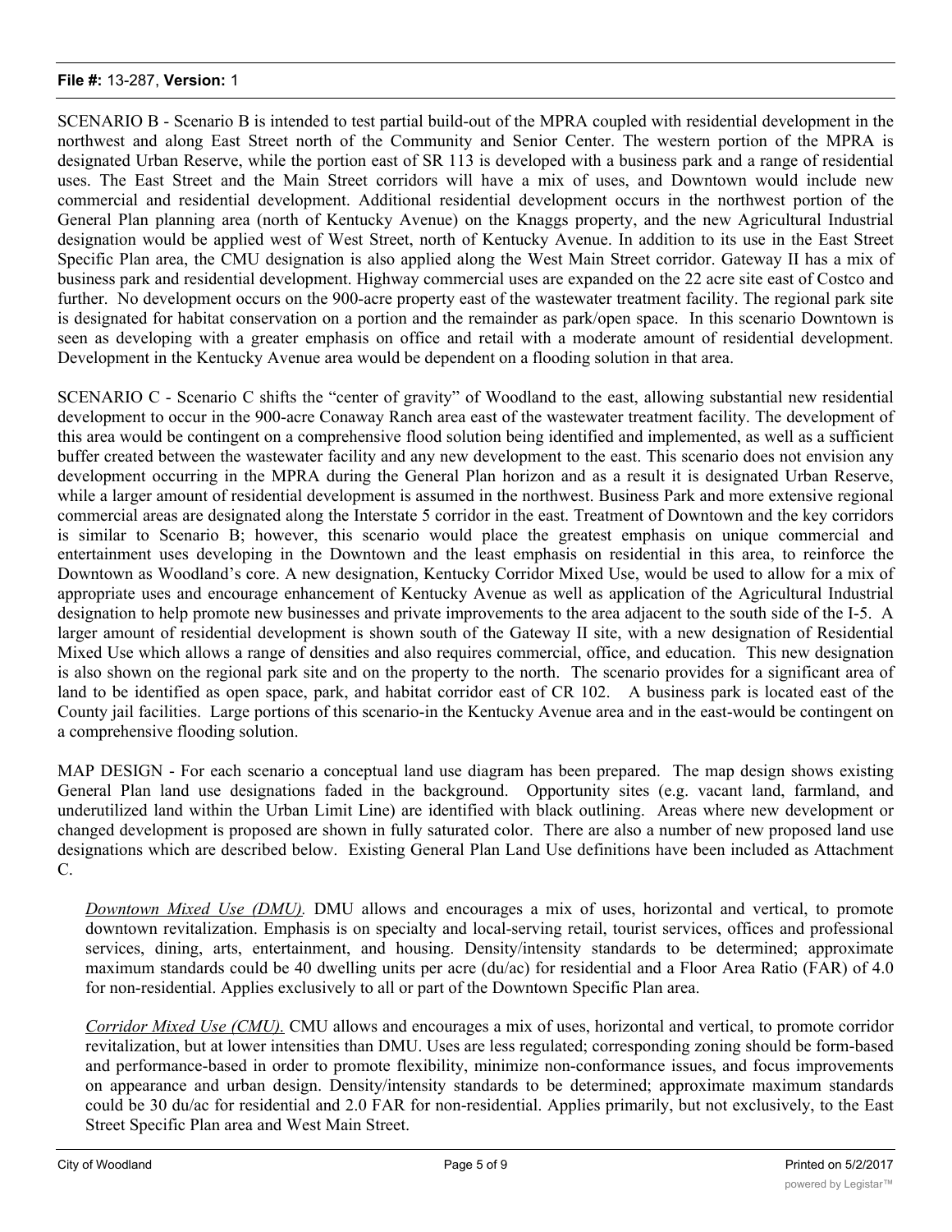SCENARIO B - Scenario B is intended to test partial build-out of the MPRA coupled with residential development in the northwest and along East Street north of the Community and Senior Center. The western portion of the MPRA is designated Urban Reserve, while the portion east of SR 113 is developed with a business park and a range of residential uses. The East Street and the Main Street corridors will have a mix of uses, and Downtown would include new commercial and residential development. Additional residential development occurs in the northwest portion of the General Plan planning area (north of Kentucky Avenue) on the Knaggs property, and the new Agricultural Industrial designation would be applied west of West Street, north of Kentucky Avenue. In addition to its use in the East Street Specific Plan area, the CMU designation is also applied along the West Main Street corridor. Gateway II has a mix of business park and residential development. Highway commercial uses are expanded on the 22 acre site east of Costco and further. No development occurs on the 900-acre property east of the wastewater treatment facility. The regional park site is designated for habitat conservation on a portion and the remainder as park/open space. In this scenario Downtown is seen as developing with a greater emphasis on office and retail with a moderate amount of residential development. Development in the Kentucky Avenue area would be dependent on a flooding solution in that area.

SCENARIO C - Scenario C shifts the "center of gravity" of Woodland to the east, allowing substantial new residential development to occur in the 900-acre Conaway Ranch area east of the wastewater treatment facility. The development of this area would be contingent on a comprehensive flood solution being identified and implemented, as well as a sufficient buffer created between the wastewater facility and any new development to the east. This scenario does not envision any development occurring in the MPRA during the General Plan horizon and as a result it is designated Urban Reserve, while a larger amount of residential development is assumed in the northwest. Business Park and more extensive regional commercial areas are designated along the Interstate 5 corridor in the east. Treatment of Downtown and the key corridors is similar to Scenario B; however, this scenario would place the greatest emphasis on unique commercial and entertainment uses developing in the Downtown and the least emphasis on residential in this area, to reinforce the Downtown as Woodland's core. A new designation, Kentucky Corridor Mixed Use, would be used to allow for a mix of appropriate uses and encourage enhancement of Kentucky Avenue as well as application of the Agricultural Industrial designation to help promote new businesses and private improvements to the area adjacent to the south side of the I-5. A larger amount of residential development is shown south of the Gateway II site, with a new designation of Residential Mixed Use which allows a range of densities and also requires commercial, office, and education. This new designation is also shown on the regional park site and on the property to the north. The scenario provides for a significant area of land to be identified as open space, park, and habitat corridor east of CR 102. A business park is located east of the County jail facilities. Large portions of this scenario-in the Kentucky Avenue area and in the east-would be contingent on a comprehensive flooding solution.

MAP DESIGN - For each scenario a conceptual land use diagram has been prepared. The map design shows existing General Plan land use designations faded in the background. Opportunity sites (e.g. vacant land, farmland, and underutilized land within the Urban Limit Line) are identified with black outlining. Areas where new development or changed development is proposed are shown in fully saturated color. There are also a number of new proposed land use designations which are described below. Existing General Plan Land Use definitions have been included as Attachment C.

*Downtown Mixed Use (DMU).* DMU allows and encourages a mix of uses, horizontal and vertical, to promote downtown revitalization. Emphasis is on specialty and local-serving retail, tourist services, offices and professional services, dining, arts, entertainment, and housing. Density/intensity standards to be determined; approximate maximum standards could be 40 dwelling units per acre (du/ac) for residential and a Floor Area Ratio (FAR) of 4.0 for non-residential. Applies exclusively to all or part of the Downtown Specific Plan area.

*Corridor Mixed Use (CMU).* CMU allows and encourages a mix of uses, horizontal and vertical, to promote corridor revitalization, but at lower intensities than DMU. Uses are less regulated; corresponding zoning should be form-based and performance-based in order to promote flexibility, minimize non-conformance issues, and focus improvements on appearance and urban design. Density/intensity standards to be determined; approximate maximum standards could be 30 du/ac for residential and 2.0 FAR for non-residential. Applies primarily, but not exclusively, to the East Street Specific Plan area and West Main Street.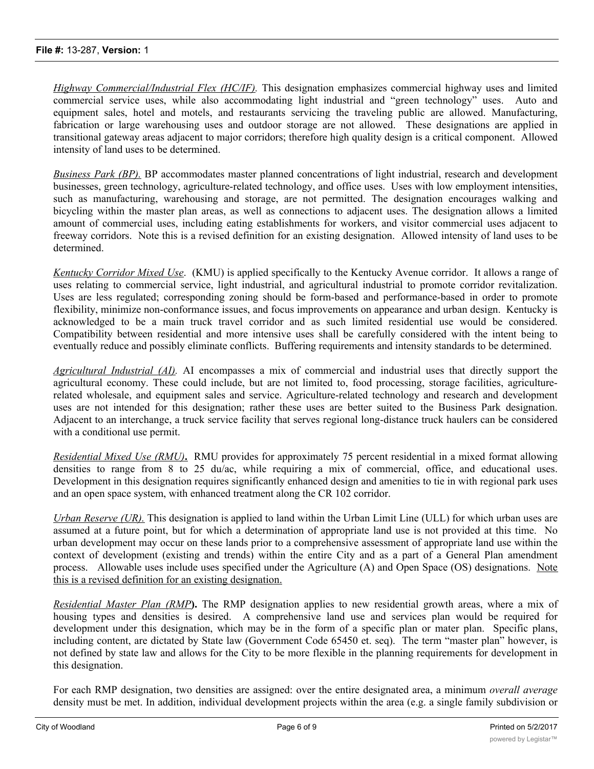*Highway Commercial/Industrial Flex (HC/IF).* This designation emphasizes commercial highway uses and limited commercial service uses, while also accommodating light industrial and "green technology" uses. Auto and equipment sales, hotel and motels, and restaurants servicing the traveling public are allowed. Manufacturing, fabrication or large warehousing uses and outdoor storage are not allowed. These designations are applied in transitional gateway areas adjacent to major corridors; therefore high quality design is a critical component. Allowed intensity of land uses to be determined.

*Business Park (BP).* BP accommodates master planned concentrations of light industrial, research and development businesses, green technology, agriculture-related technology, and office uses. Uses with low employment intensities, such as manufacturing, warehousing and storage, are not permitted. The designation encourages walking and bicycling within the master plan areas, as well as connections to adjacent uses. The designation allows a limited amount of commercial uses, including eating establishments for workers, and visitor commercial uses adjacent to freeway corridors. Note this is a revised definition for an existing designation. Allowed intensity of land uses to be determined.

*Kentucky Corridor Mixed Use*. (KMU) is applied specifically to the Kentucky Avenue corridor. It allows a range of uses relating to commercial service, light industrial, and agricultural industrial to promote corridor revitalization. Uses are less regulated; corresponding zoning should be form-based and performance-based in order to promote flexibility, minimize non-conformance issues, and focus improvements on appearance and urban design. Kentucky is acknowledged to be a main truck travel corridor and as such limited residential use would be considered. Compatibility between residential and more intensive uses shall be carefully considered with the intent being to eventually reduce and possibly eliminate conflicts. Buffering requirements and intensity standards to be determined.

*Agricultural Industrial (AI).* AI encompasses a mix of commercial and industrial uses that directly support the agricultural economy. These could include, but are not limited to, food processing, storage facilities, agriculture-related wholesale, and equipment sales and service. Agriculture-related technology and research and development uses are not intended for this designation; rather these uses are better suited to the Business Park designation. Adjacent to an interchange, a truck service facility that serves regional long-distance truck haulers can be considered with a conditional use permit.

*Residential Mixed Use (RMU)***.** RMU provides for approximately 75 percent residential in a mixed format allowing densities to range from 8 to 25 du/ac, while requiring a mix of commercial, office, and educational uses. Development in this designation requires significantly enhanced design and amenities to tie in with regional park uses and an open space system, with enhanced treatment along the CR 102 corridor.

*Urban Reserve (UR).* This designation is applied to land within the Urban Limit Line (ULL) for which urban uses are assumed at a future point, but for which a determination of appropriate land use is not provided at this time. No urban development may occur on these lands prior to a comprehensive assessment of appropriate land use within the context of development (existing and trends) within the entire City and as a part of a General Plan amendment process. Allowable uses include uses specified under the Agriculture (A) and Open Space (OS) designations. Note this is a revised definition for an existing designation.

*Residential Master Plan (RMP***).** The RMP designation applies to new residential growth areas, where a mix of housing types and densities is desired. A comprehensive land use and services plan would be required for development under this designation, which may be in the form of a specific plan or mater plan. Specific plans, including content, are dictated by State law (Government Code 65450 et. seq). The term "master plan" however, is not defined by state law and allows for the City to be more flexible in the planning requirements for development in this designation.

For each RMP designation, two densities are assigned: over the entire designated area, a minimum *overall average* density must be met. In addition, individual development projects within the area (e.g. a single family subdivision or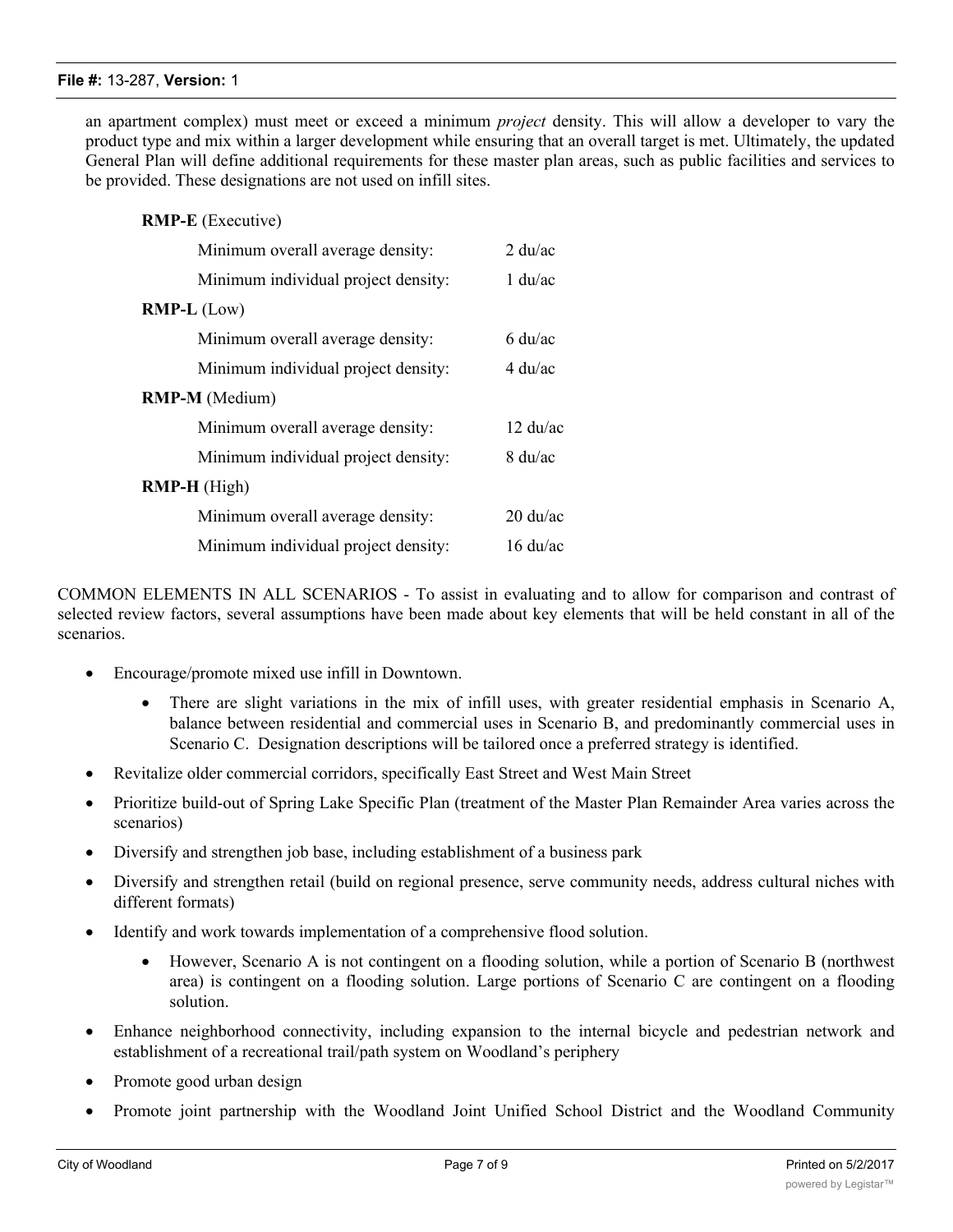an apartment complex) must meet or exceed a minimum *project* density. This will allow a developer to vary the product type and mix within a larger development while ensuring that an overall target is met. Ultimately, the updated General Plan will define additional requirements for these master plan areas, such as public facilities and services to be provided. These designations are not used on infill sites.

**RMP-E** (Executive)

| | |
|---|---|
| Minimum overall average density: | 2 du/ac |
| Minimum individual project density: | 1 du/ac |

**RMP-L** (Low)

| | |
|---|---|
| Minimum overall average density: | 6 du/ac |
| Minimum individual project density: | 4 du/ac |

**RMP-M** (Medium)

| | |
|---|---|
| Minimum overall average density: | 12 du/ac |
| Minimum individual project density: | 8 du/ac |

**RMP-H** (High)

| | |
|---|---|
| Minimum overall average density: | 20 du/ac |
| Minimum individual project density: | 16 du/ac |

COMMON ELEMENTS IN ALL SCENARIOS - To assist in evaluating and to allow for comparison and contrast of selected review factors, several assumptions have been made about key elements that will be held constant in all of the scenarios.

- Encourage/promote mixed use infill in Downtown.
    - There are slight variations in the mix of infill uses, with greater residential emphasis in Scenario A, balance between residential and commercial uses in Scenario B, and predominantly commercial uses in Scenario C. Designation descriptions will be tailored once a preferred strategy is identified.
- Revitalize older commercial corridors, specifically East Street and West Main Street
- Prioritize build-out of Spring Lake Specific Plan (treatment of the Master Plan Remainder Area varies across the scenarios)
- Diversify and strengthen job base, including establishment of a business park
- Diversify and strengthen retail (build on regional presence, serve community needs, address cultural niches with different formats)
- Identify and work towards implementation of a comprehensive flood solution.
    - However, Scenario A is not contingent on a flooding solution, while a portion of Scenario B (northwest area) is contingent on a flooding solution. Large portions of Scenario C are contingent on a flooding solution.
- Enhance neighborhood connectivity, including expansion to the internal bicycle and pedestrian network and establishment of a recreational trail/path system on Woodland's periphery
- Promote good urban design
- Promote joint partnership with the Woodland Joint Unified School District and the Woodland Community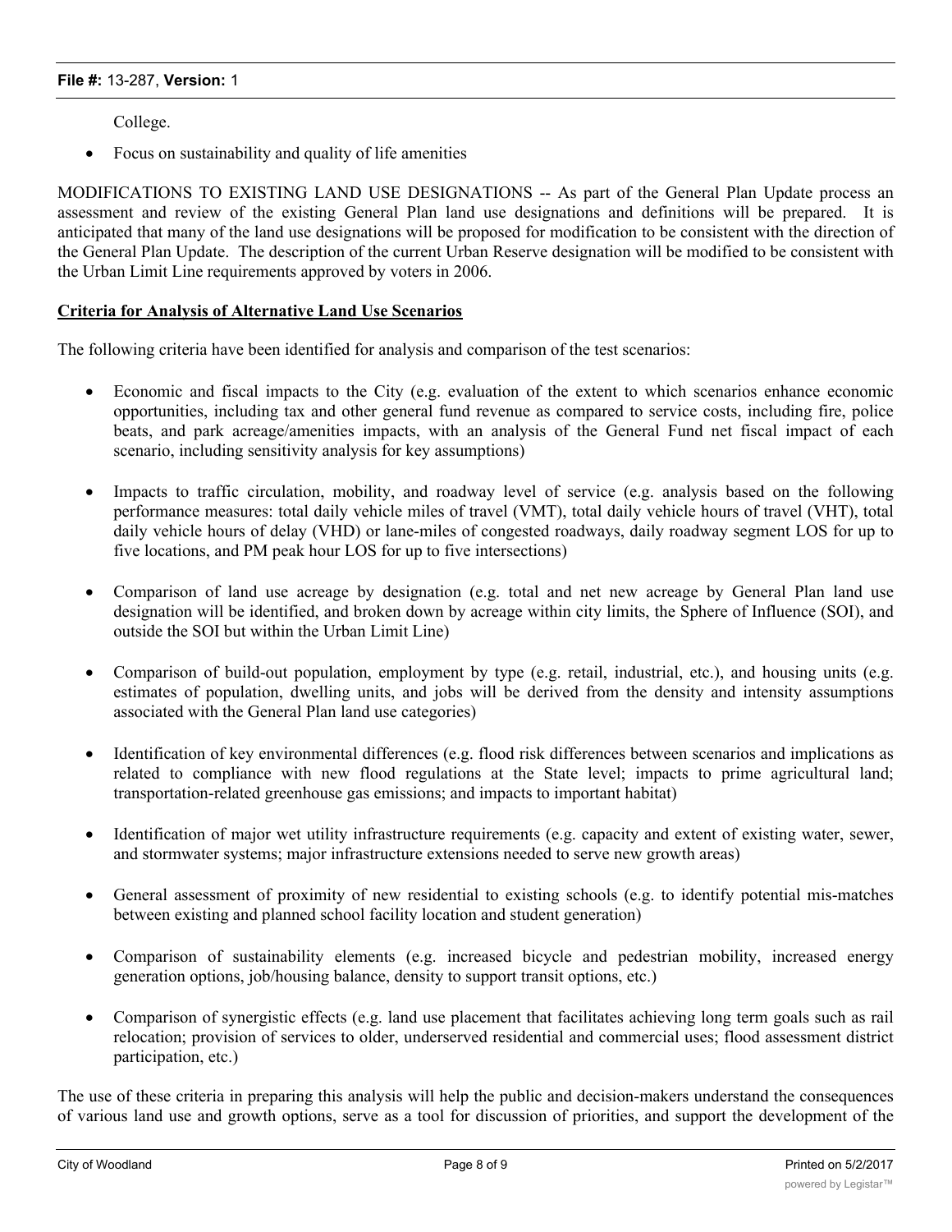College.

- Focus on sustainability and quality of life amenities

MODIFICATIONS TO EXISTING LAND USE DESIGNATIONS -- As part of the General Plan Update process an assessment and review of the existing General Plan land use designations and definitions will be prepared. It is anticipated that many of the land use designations will be proposed for modification to be consistent with the direction of the General Plan Update. The description of the current Urban Reserve designation will be modified to be consistent with the Urban Limit Line requirements approved by voters in 2006.

**Criteria for Analysis of Alternative Land Use Scenarios**

The following criteria have been identified for analysis and comparison of the test scenarios:

- Economic and fiscal impacts to the City (e.g. evaluation of the extent to which scenarios enhance economic opportunities, including tax and other general fund revenue as compared to service costs, including fire, police beats, and park acreage/amenities impacts, with an analysis of the General Fund net fiscal impact of each scenario, including sensitivity analysis for key assumptions)

- Impacts to traffic circulation, mobility, and roadway level of service (e.g. analysis based on the following performance measures: total daily vehicle miles of travel (VMT), total daily vehicle hours of travel (VHT), total daily vehicle hours of delay (VHD) or lane-miles of congested roadways, daily roadway segment LOS for up to five locations, and PM peak hour LOS for up to five intersections)

- Comparison of land use acreage by designation (e.g. total and net new acreage by General Plan land use designation will be identified, and broken down by acreage within city limits, the Sphere of Influence (SOI), and outside the SOI but within the Urban Limit Line)

- Comparison of build-out population, employment by type (e.g. retail, industrial, etc.), and housing units (e.g. estimates of population, dwelling units, and jobs will be derived from the density and intensity assumptions associated with the General Plan land use categories)

- Identification of key environmental differences (e.g. flood risk differences between scenarios and implications as related to compliance with new flood regulations at the State level; impacts to prime agricultural land; transportation-related greenhouse gas emissions; and impacts to important habitat)

- Identification of major wet utility infrastructure requirements (e.g. capacity and extent of existing water, sewer, and stormwater systems; major infrastructure extensions needed to serve new growth areas)

- General assessment of proximity of new residential to existing schools (e.g. to identify potential mis-matches between existing and planned school facility location and student generation)

- Comparison of sustainability elements (e.g. increased bicycle and pedestrian mobility, increased energy generation options, job/housing balance, density to support transit options, etc.)

- Comparison of synergistic effects (e.g. land use placement that facilitates achieving long term goals such as rail relocation; provision of services to older, underserved residential and commercial uses; flood assessment district participation, etc.)

The use of these criteria in preparing this analysis will help the public and decision-makers understand the consequences of various land use and growth options, serve as a tool for discussion of priorities, and support the development of the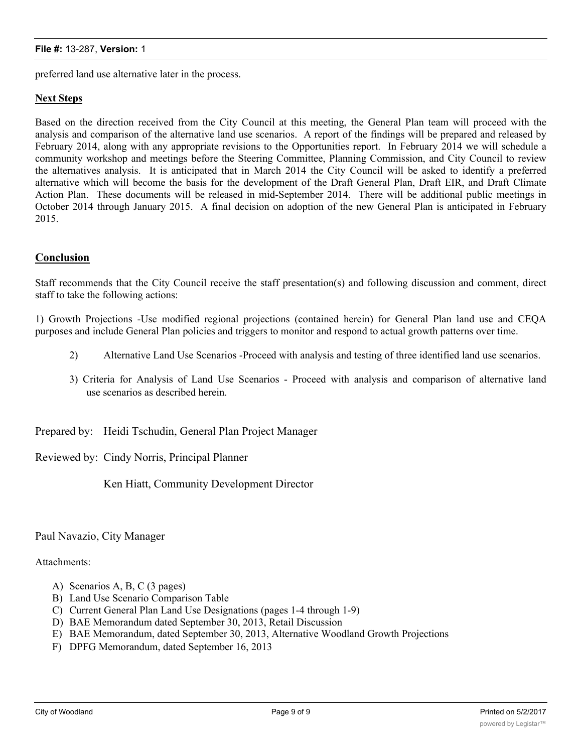preferred land use alternative later in the process.

## Next Steps

Based on the direction received from the City Council at this meeting, the General Plan team will proceed with the analysis and comparison of the alternative land use scenarios. A report of the findings will be prepared and released by February 2014, along with any appropriate revisions to the Opportunities report. In February 2014 we will schedule a community workshop and meetings before the Steering Committee, Planning Commission, and City Council to review the alternatives analysis. It is anticipated that in March 2014 the City Council will be asked to identify a preferred alternative which will become the basis for the development of the Draft General Plan, Draft EIR, and Draft Climate Action Plan. These documents will be released in mid-September 2014. There will be additional public meetings in October 2014 through January 2015. A final decision on adoption of the new General Plan is anticipated in February 2015.

## Conclusion

Staff recommends that the City Council receive the staff presentation(s) and following discussion and comment, direct staff to take the following actions:

1) Growth Projections -Use modified regional projections (contained herein) for General Plan land use and CEQA purposes and include General Plan policies and triggers to monitor and respond to actual growth patterns over time.

2) Alternative Land Use Scenarios -Proceed with analysis and testing of three identified land use scenarios.

3) Criteria for Analysis of Land Use Scenarios - Proceed with analysis and comparison of alternative land use scenarios as described herein.

Prepared by: Heidi Tschudin, General Plan Project Manager

Reviewed by: Cindy Norris, Principal Planner

Ken Hiatt, Community Development Director

Paul Navazio, City Manager

Attachments:

A) Scenarios A, B, C (3 pages)
B) Land Use Scenario Comparison Table
C) Current General Plan Land Use Designations (pages 1-4 through 1-9)
D) BAE Memorandum dated September 30, 2013, Retail Discussion
E) BAE Memorandum, dated September 30, 2013, Alternative Woodland Growth Projections
F) DPFG Memorandum, dated September 16, 2013